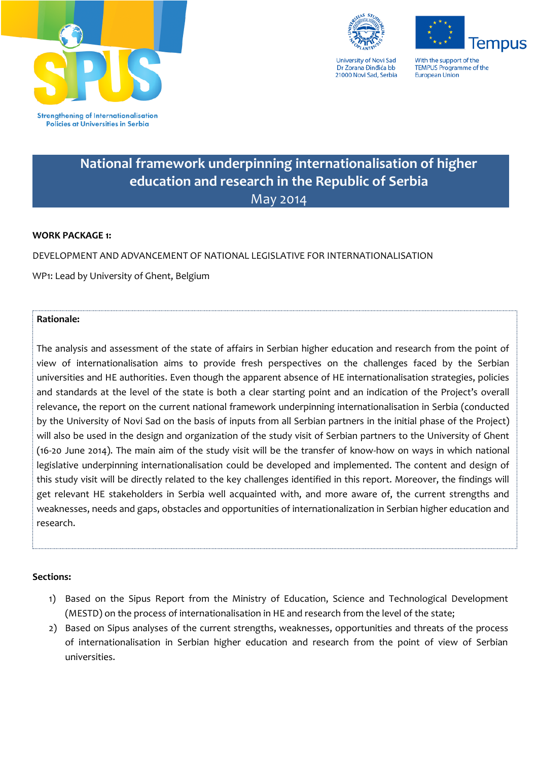Strengthening of Internationalisation Policies at Universities in Serbia

University of Novi Sad
Dr Zorana Đinđića bb
21000 Novi Sad, Serbia

With the support of the TEMPUS Programme of the European Union

# National framework underpinning internationalisation of higher education and research in the Republic of Serbia

May 2014

**WORK PACKAGE 1:**

DEVELOPMENT AND ADVANCEMENT OF NATIONAL LEGISLATIVE FOR INTERNATIONALISATION

WP1: Lead by University of Ghent, Belgium

**Rationale:**

The analysis and assessment of the state of affairs in Serbian higher education and research from the point of view of internationalisation aims to provide fresh perspectives on the challenges faced by the Serbian universities and HE authorities. Even though the apparent absence of HE internationalisation strategies, policies and standards at the level of the state is both a clear starting point and an indication of the Project's overall relevance, the report on the current national framework underpinning internationalisation in Serbia (conducted by the University of Novi Sad on the basis of inputs from all Serbian partners in the initial phase of the Project) will also be used in the design and organization of the study visit of Serbian partners to the University of Ghent (16-20 June 2014). The main aim of the study visit will be the transfer of know-how on ways in which national legislative underpinning internationalisation could be developed and implemented. The content and design of this study visit will be directly related to the key challenges identified in this report. Moreover, the findings will get relevant HE stakeholders in Serbia well acquainted with, and more aware of, the current strengths and weaknesses, needs and gaps, obstacles and opportunities of internationalization in Serbian higher education and research.

**Sections:**

1) Based on the Sipus Report from the Ministry of Education, Science and Technological Development (MESTD) on the process of internationalisation in HE and research from the level of the state;
2) Based on Sipus analyses of the current strengths, weaknesses, opportunities and threats of the process of internationalisation in Serbian higher education and research from the point of view of Serbian universities.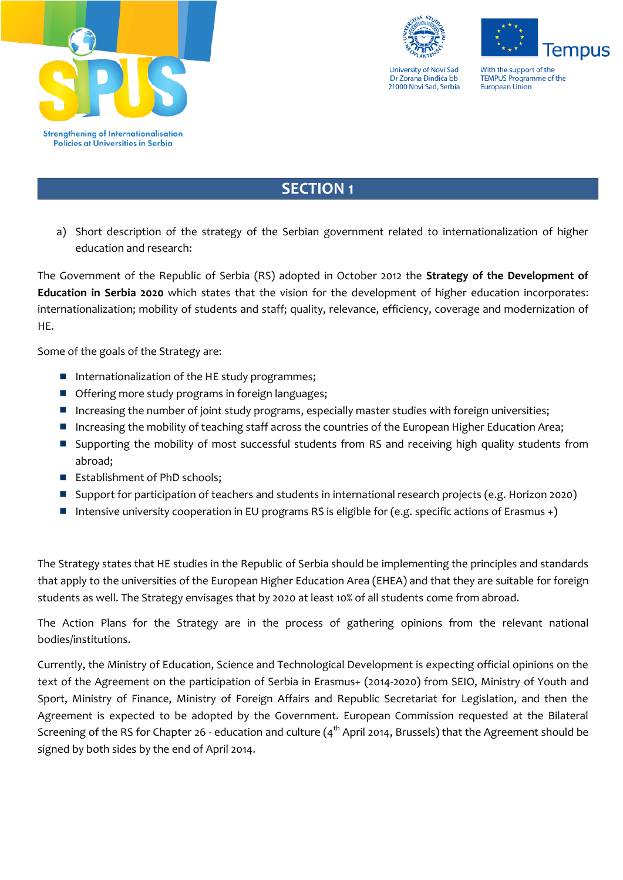## SECTION 1

a) Short description of the strategy of the Serbian government related to internationalization of higher education and research:

The Government of the Republic of Serbia (RS) adopted in October 2012 the **Strategy of the Development of Education in Serbia 2020** which states that the vision for the development of higher education incorporates: internationalization; mobility of students and staff; quality, relevance, efficiency, coverage and modernization of HE.

Some of the goals of the Strategy are:

- Internationalization of the HE study programmes;
- Offering more study programs in foreign languages;
- Increasing the number of joint study programs, especially master studies with foreign universities;
- Increasing the mobility of teaching staff across the countries of the European Higher Education Area;
- Supporting the mobility of most successful students from RS and receiving high quality students from abroad;
- Establishment of PhD schools;
- Support for participation of teachers and students in international research projects (e.g. Horizon 2020)
- Intensive university cooperation in EU programs RS is eligible for (e.g. specific actions of Erasmus +)

The Strategy states that HE studies in the Republic of Serbia should be implementing the principles and standards that apply to the universities of the European Higher Education Area (EHEA) and that they are suitable for foreign students as well. The Strategy envisages that by 2020 at least 10% of all students come from abroad.

The Action Plans for the Strategy are in the process of gathering opinions from the relevant national bodies/institutions.

Currently, the Ministry of Education, Science and Technological Development is expecting official opinions on the text of the Agreement on the participation of Serbia in Erasmus+ (2014-2020) from SEIO, Ministry of Youth and Sport, Ministry of Finance, Ministry of Foreign Affairs and Republic Secretariat for Legislation, and then the Agreement is expected to be adopted by the Government. European Commission requested at the Bilateral Screening of the RS for Chapter 26 - education and culture (4th April 2014, Brussels) that the Agreement should be signed by both sides by the end of April 2014.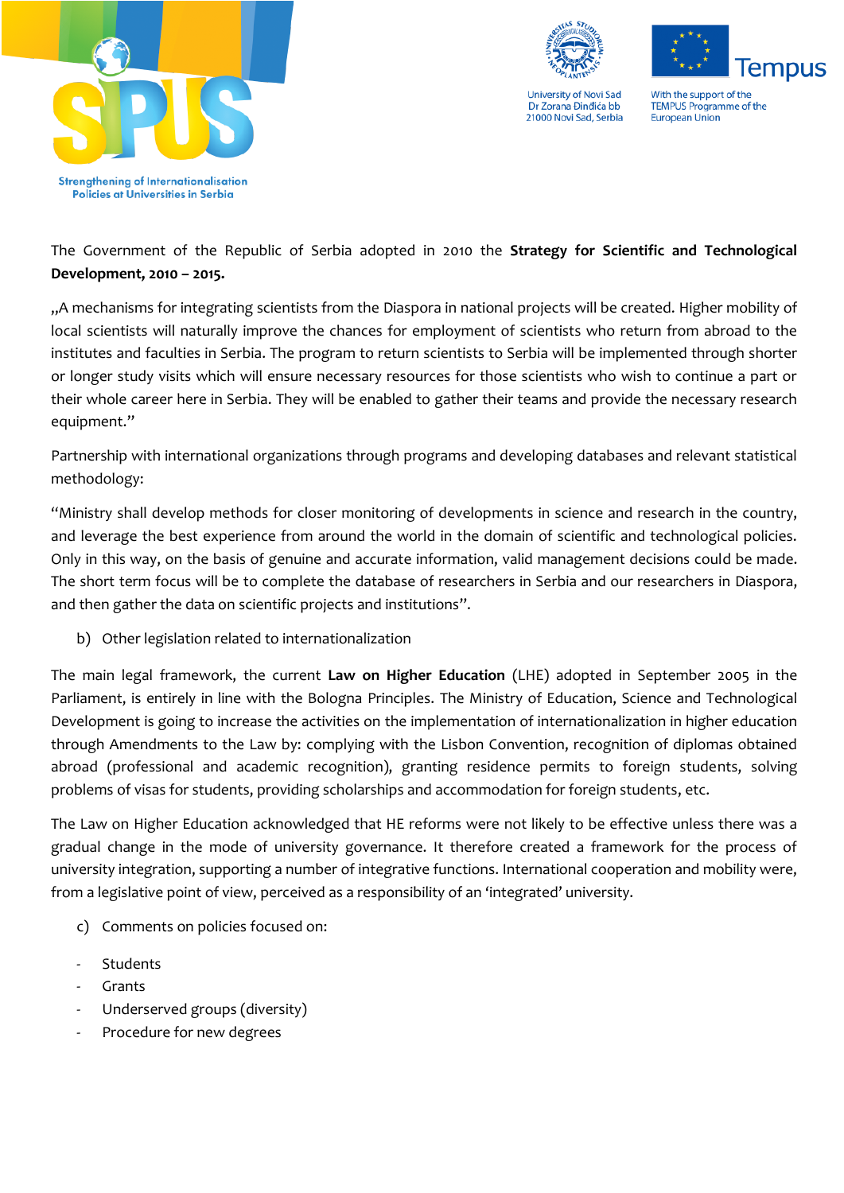The Government of the Republic of Serbia adopted in 2010 the **Strategy for Scientific and Technological Development, 2010 – 2015.**

„A mechanisms for integrating scientists from the Diaspora in national projects will be created. Higher mobility of local scientists will naturally improve the chances for employment of scientists who return from abroad to the institutes and faculties in Serbia. The program to return scientists to Serbia will be implemented through shorter or longer study visits which will ensure necessary resources for those scientists who wish to continue a part or their whole career here in Serbia. They will be enabled to gather their teams and provide the necessary research equipment."

Partnership with international organizations through programs and developing databases and relevant statistical methodology:

"Ministry shall develop methods for closer monitoring of developments in science and research in the country, and leverage the best experience from around the world in the domain of scientific and technological policies. Only in this way, on the basis of genuine and accurate information, valid management decisions could be made. The short term focus will be to complete the database of researchers in Serbia and our researchers in Diaspora, and then gather the data on scientific projects and institutions".

b) Other legislation related to internationalization

The main legal framework, the current **Law on Higher Education** (LHE) adopted in September 2005 in the Parliament, is entirely in line with the Bologna Principles. The Ministry of Education, Science and Technological Development is going to increase the activities on the implementation of internationalization in higher education through Amendments to the Law by: complying with the Lisbon Convention, recognition of diplomas obtained abroad (professional and academic recognition), granting residence permits to foreign students, solving problems of visas for students, providing scholarships and accommodation for foreign students, etc.

The Law on Higher Education acknowledged that HE reforms were not likely to be effective unless there was a gradual change in the mode of university governance. It therefore created a framework for the process of university integration, supporting a number of integrative functions. International cooperation and mobility were, from a legislative point of view, perceived as a responsibility of an 'integrated' university.

c) Comments on policies focused on:

- Students
- Grants
- Underserved groups (diversity)
- Procedure for new degrees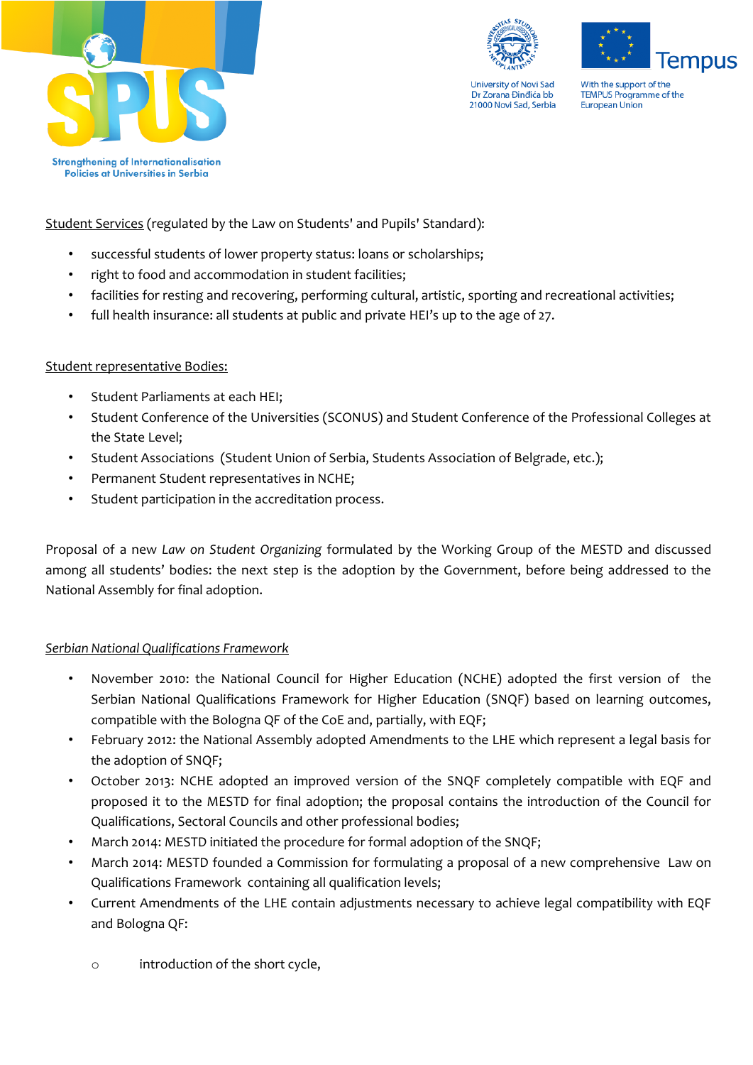Student Services (regulated by the Law on Students' and Pupils' Standard):

- successful students of lower property status: loans or scholarships;
- right to food and accommodation in student facilities;
- facilities for resting and recovering, performing cultural, artistic, sporting and recreational activities;
- full health insurance: all students at public and private HEI's up to the age of 27.

Student representative Bodies:

- Student Parliaments at each HEI;
- Student Conference of the Universities (SCONUS) and Student Conference of the Professional Colleges at the State Level;
- Student Associations (Student Union of Serbia, Students Association of Belgrade, etc.);
- Permanent Student representatives in NCHE;
- Student participation in the accreditation process.

Proposal of a new *Law on Student Organizing* formulated by the Working Group of the MESTD and discussed among all students' bodies: the next step is the adoption by the Government, before being addressed to the National Assembly for final adoption.

*Serbian National Qualifications Framework*

- November 2010: the National Council for Higher Education (NCHE) adopted the first version of the Serbian National Qualifications Framework for Higher Education (SNQF) based on learning outcomes, compatible with the Bologna QF of the CoE and, partially, with EQF;
- February 2012: the National Assembly adopted Amendments to the LHE which represent a legal basis for the adoption of SNQF;
- October 2013: NCHE adopted an improved version of the SNQF completely compatible with EQF and proposed it to the MESTD for final adoption; the proposal contains the introduction of the Council for Qualifications, Sectoral Councils and other professional bodies;
- March 2014: MESTD initiated the procedure for formal adoption of the SNQF;
- March 2014: MESTD founded a Commission for formulating a proposal of a new comprehensive Law on Qualifications Framework containing all qualification levels;
- Current Amendments of the LHE contain adjustments necessary to achieve legal compatibility with EQF and Bologna QF:
    - introduction of the short cycle,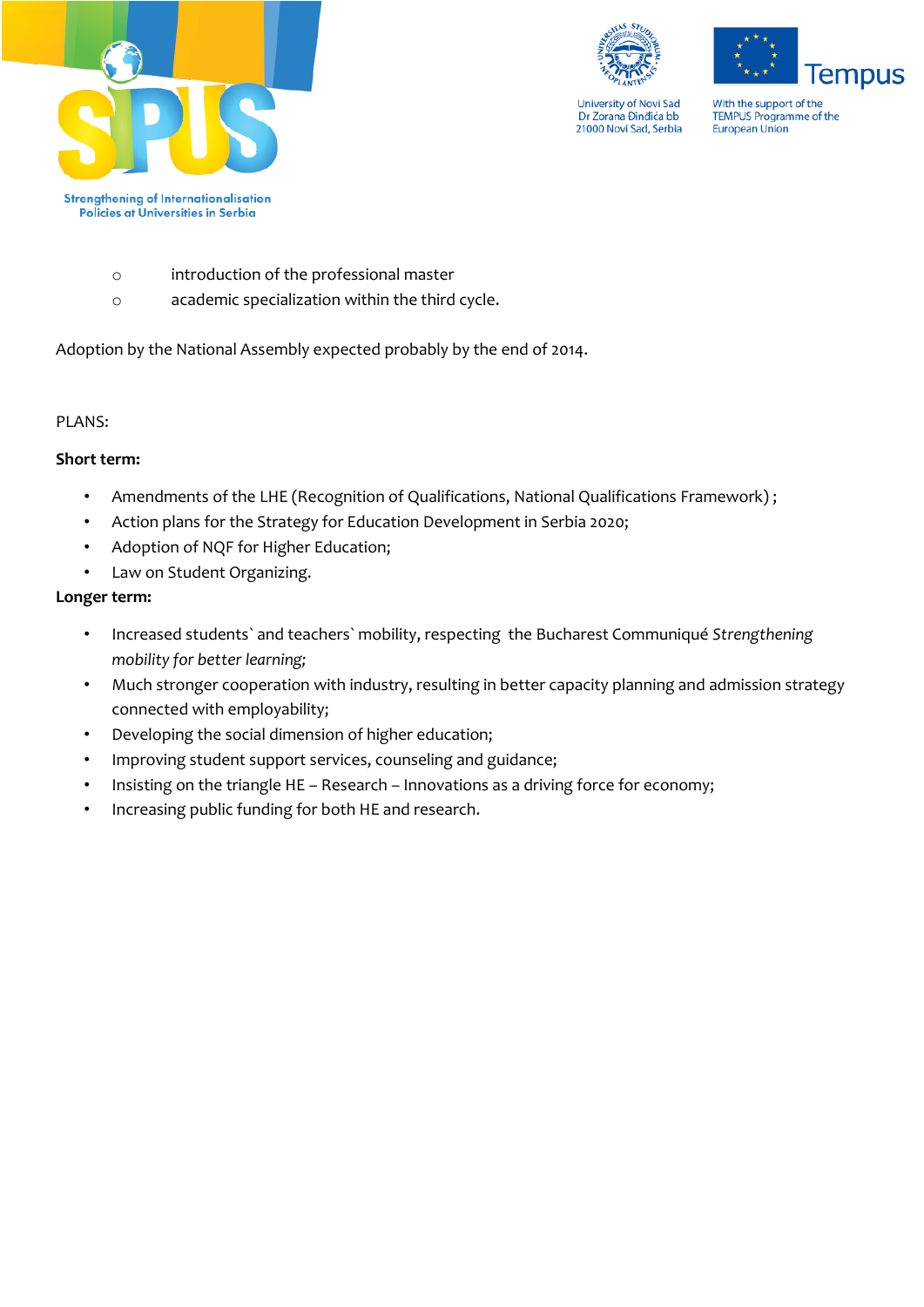- introduction of the professional master
- academic specialization within the third cycle.

Adoption by the National Assembly expected probably by the end of 2014.

PLANS:

**Short term:**

- Amendments of the LHE (Recognition of Qualifications, National Qualifications Framework) ;
- Action plans for the Strategy for Education Development in Serbia 2020;
- Adoption of NQF for Higher Education;
- Law on Student Organizing.

**Longer term:**

- Increased students` and teachers` mobility, respecting the Bucharest Communiqué *Strengthening mobility for better learning;*
- Much stronger cooperation with industry, resulting in better capacity planning and admission strategy connected with employability;
- Developing the social dimension of higher education;
- Improving student support services, counseling and guidance;
- Insisting on the triangle HE – Research – Innovations as a driving force for economy;
- Increasing public funding for both HE and research.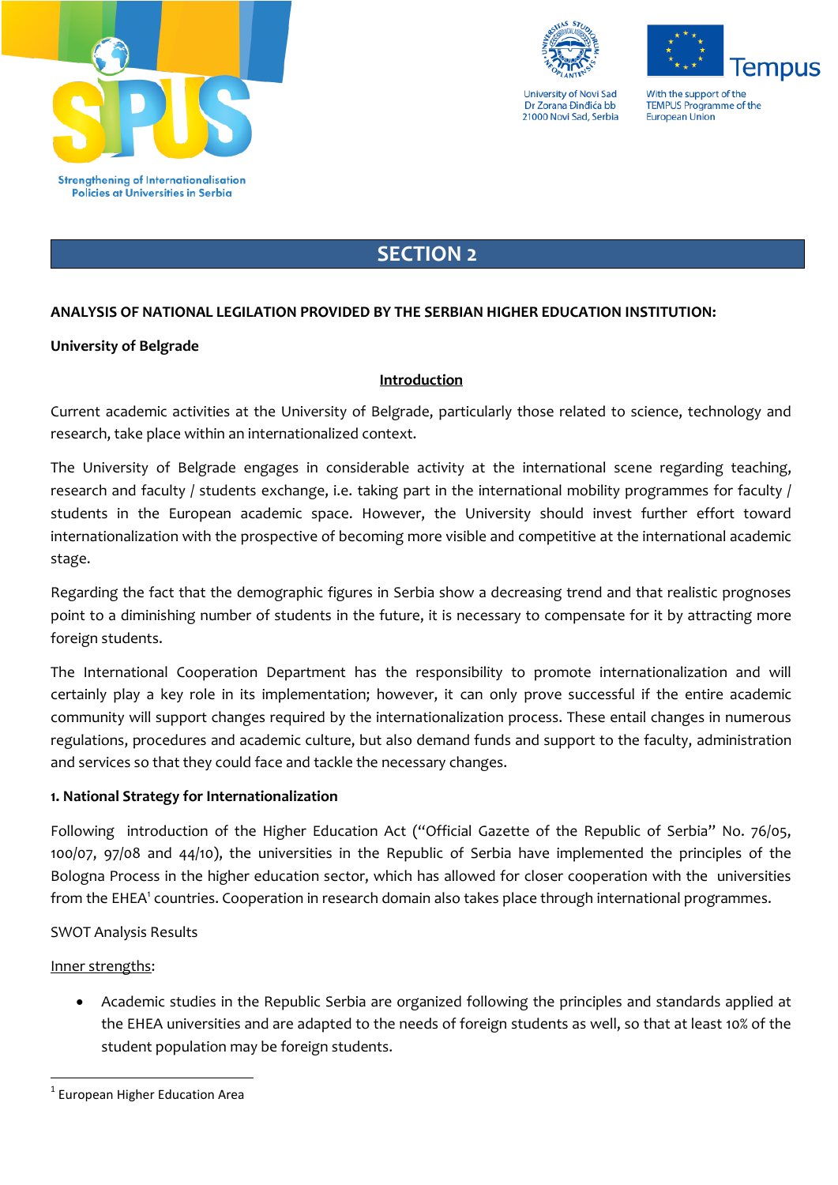# SECTION 2

**ANALYSIS OF NATIONAL LEGILATION PROVIDED BY THE SERBIAN HIGHER EDUCATION INSTITUTION:**

**University of Belgrade**

## Introduction

Current academic activities at the University of Belgrade, particularly those related to science, technology and research, take place within an internationalized context.

The University of Belgrade engages in considerable activity at the international scene regarding teaching, research and faculty / students exchange, i.e. taking part in the international mobility programmes for faculty / students in the European academic space. However, the University should invest further effort toward internationalization with the prospective of becoming more visible and competitive at the international academic stage.

Regarding the fact that the demographic figures in Serbia show a decreasing trend and that realistic prognoses point to a diminishing number of students in the future, it is necessary to compensate for it by attracting more foreign students.

The International Cooperation Department has the responsibility to promote internationalization and will certainly play a key role in its implementation; however, it can only prove successful if the entire academic community will support changes required by the internationalization process. These entail changes in numerous regulations, procedures and academic culture, but also demand funds and support to the faculty, administration and services so that they could face and tackle the necessary changes.

### 1. National Strategy for Internationalization

Following introduction of the Higher Education Act ("Official Gazette of the Republic of Serbia" No. 76/05, 100/07, 97/08 and 44/10), the universities in the Republic of Serbia have implemented the principles of the Bologna Process in the higher education sector, which has allowed for closer cooperation with the universities from the EHEA[1] countries. Cooperation in research domain also takes place through international programmes.

SWOT Analysis Results

Inner strengths:

- Academic studies in the Republic Serbia are organized following the principles and standards applied at the EHEA universities and are adapted to the needs of foreign students as well, so that at least 10% of the student population may be foreign students.

[1] European Higher Education Area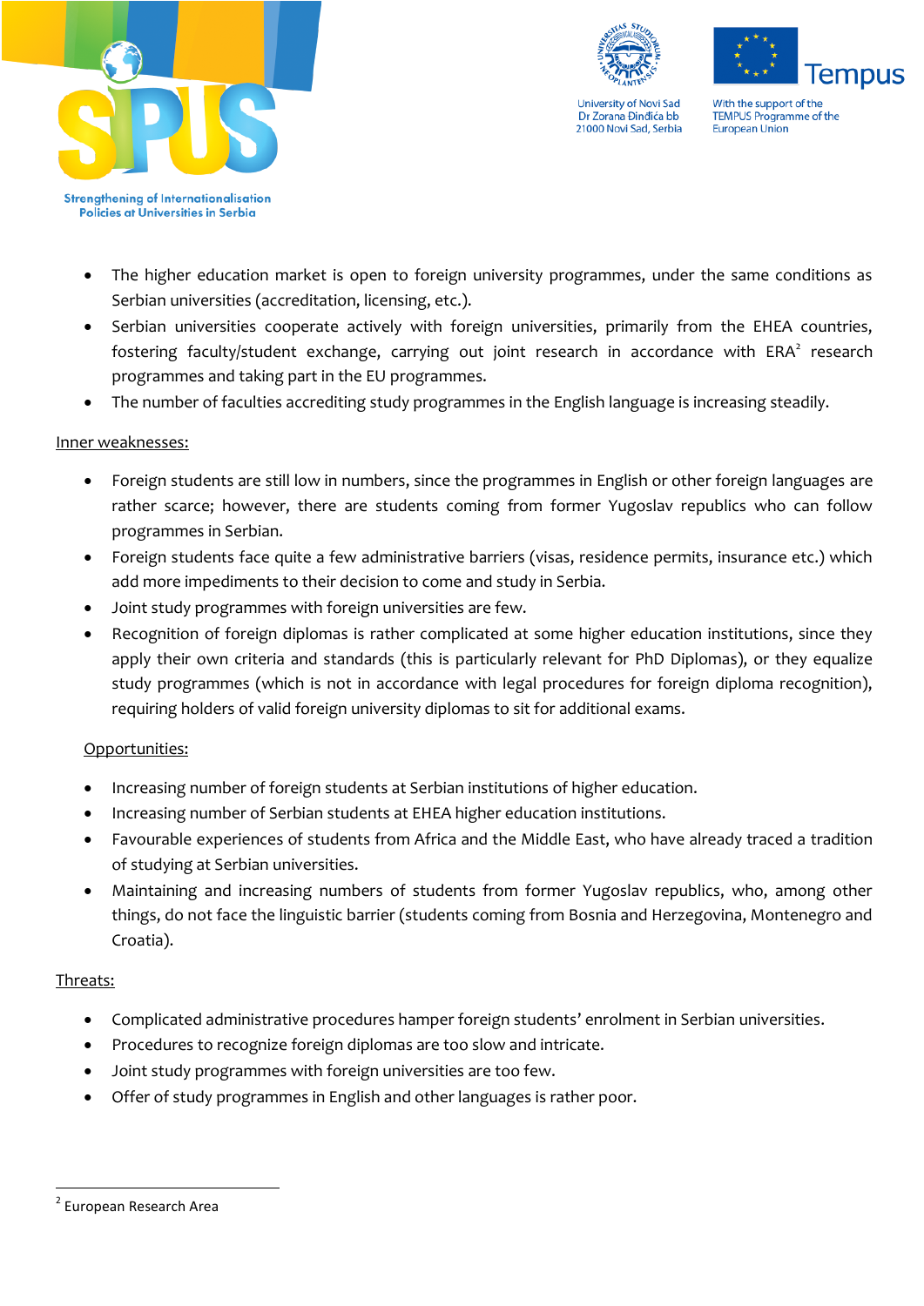- The higher education market is open to foreign university programmes, under the same conditions as Serbian universities (accreditation, licensing, etc.).
- Serbian universities cooperate actively with foreign universities, primarily from the EHEA countries, fostering faculty/student exchange, carrying out joint research in accordance with ERA[2] research programmes and taking part in the EU programmes.
- The number of faculties accrediting study programmes in the English language is increasing steadily.

Inner weaknesses:

- Foreign students are still low in numbers, since the programmes in English or other foreign languages are rather scarce; however, there are students coming from former Yugoslav republics who can follow programmes in Serbian.
- Foreign students face quite a few administrative barriers (visas, residence permits, insurance etc.) which add more impediments to their decision to come and study in Serbia.
- Joint study programmes with foreign universities are few.
- Recognition of foreign diplomas is rather complicated at some higher education institutions, since they apply their own criteria and standards (this is particularly relevant for PhD Diplomas), or they equalize study programmes (which is not in accordance with legal procedures for foreign diploma recognition), requiring holders of valid foreign university diplomas to sit for additional exams.

Opportunities:

- Increasing number of foreign students at Serbian institutions of higher education.
- Increasing number of Serbian students at EHEA higher education institutions.
- Favourable experiences of students from Africa and the Middle East, who have already traced a tradition of studying at Serbian universities.
- Maintaining and increasing numbers of students from former Yugoslav republics, who, among other things, do not face the linguistic barrier (students coming from Bosnia and Herzegovina, Montenegro and Croatia).

Threats:

- Complicated administrative procedures hamper foreign students' enrolment in Serbian universities.
- Procedures to recognize foreign diplomas are too slow and intricate.
- Joint study programmes with foreign universities are too few.
- Offer of study programmes in English and other languages is rather poor.

---

[2] European Research Area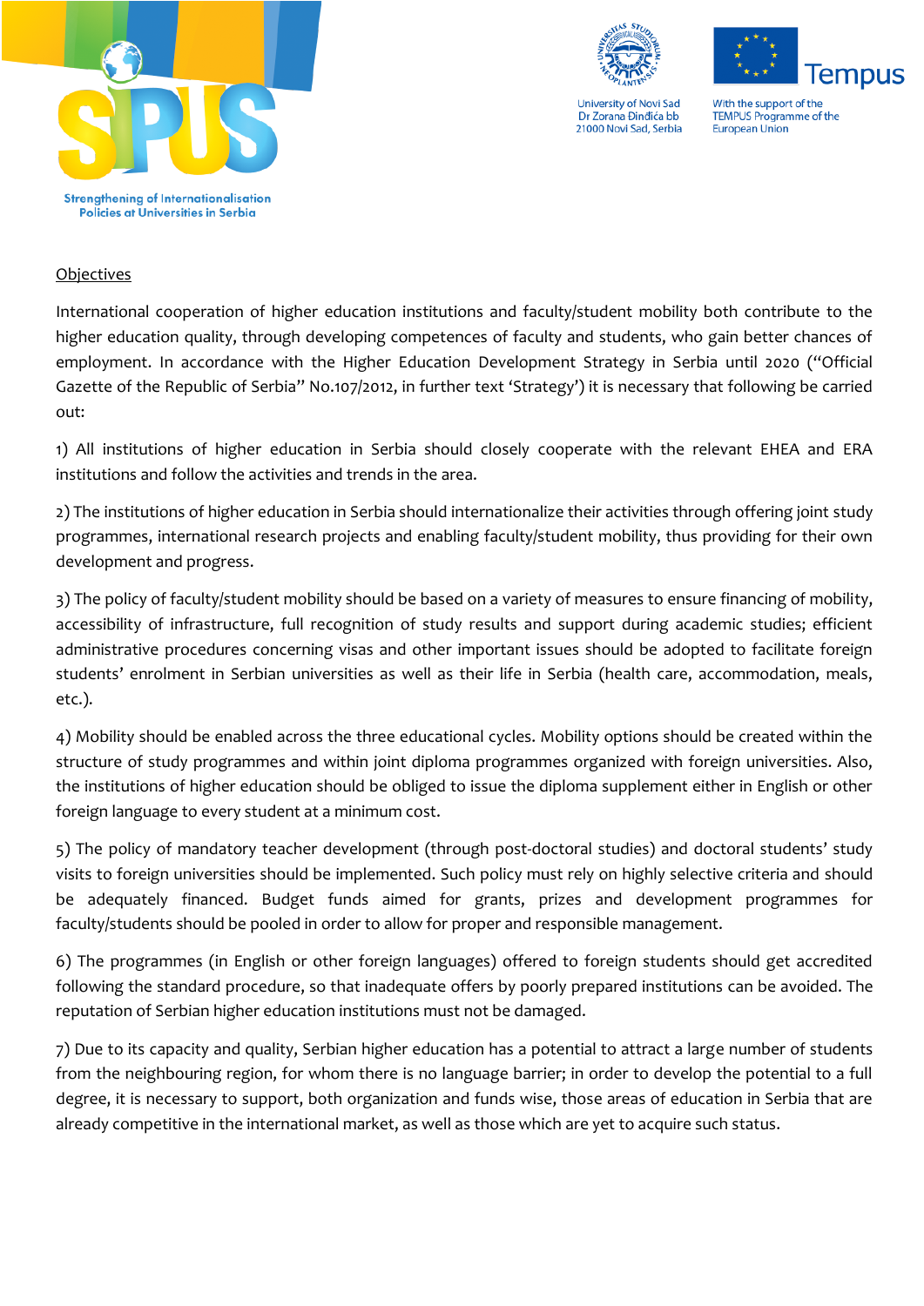Objectives

International cooperation of higher education institutions and faculty/student mobility both contribute to the higher education quality, through developing competences of faculty and students, who gain better chances of employment. In accordance with the Higher Education Development Strategy in Serbia until 2020 ("Official Gazette of the Republic of Serbia" No.107/2012, in further text 'Strategy') it is necessary that following be carried out:

1) All institutions of higher education in Serbia should closely cooperate with the relevant EHEA and ERA institutions and follow the activities and trends in the area.

2) The institutions of higher education in Serbia should internationalize their activities through offering joint study programmes, international research projects and enabling faculty/student mobility, thus providing for their own development and progress.

3) The policy of faculty/student mobility should be based on a variety of measures to ensure financing of mobility, accessibility of infrastructure, full recognition of study results and support during academic studies; efficient administrative procedures concerning visas and other important issues should be adopted to facilitate foreign students' enrolment in Serbian universities as well as their life in Serbia (health care, accommodation, meals, etc.).

4) Mobility should be enabled across the three educational cycles. Mobility options should be created within the structure of study programmes and within joint diploma programmes organized with foreign universities. Also, the institutions of higher education should be obliged to issue the diploma supplement either in English or other foreign language to every student at a minimum cost.

5) The policy of mandatory teacher development (through post-doctoral studies) and doctoral students' study visits to foreign universities should be implemented. Such policy must rely on highly selective criteria and should be adequately financed. Budget funds aimed for grants, prizes and development programmes for faculty/students should be pooled in order to allow for proper and responsible management.

6) The programmes (in English or other foreign languages) offered to foreign students should get accredited following the standard procedure, so that inadequate offers by poorly prepared institutions can be avoided. The reputation of Serbian higher education institutions must not be damaged.

7) Due to its capacity and quality, Serbian higher education has a potential to attract a large number of students from the neighbouring region, for whom there is no language barrier; in order to develop the potential to a full degree, it is necessary to support, both organization and funds wise, those areas of education in Serbia that are already competitive in the international market, as well as those which are yet to acquire such status.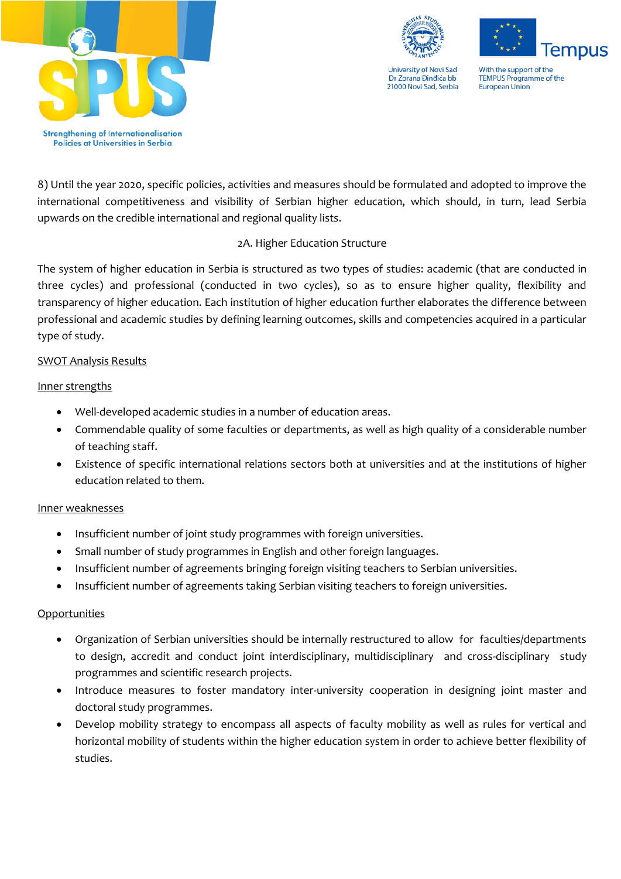8) Until the year 2020, specific policies, activities and measures should be formulated and adopted to improve the international competitiveness and visibility of Serbian higher education, which should, in turn, lead Serbia upwards on the credible international and regional quality lists.

## 2A. Higher Education Structure

The system of higher education in Serbia is structured as two types of studies: academic (that are conducted in three cycles) and professional (conducted in two cycles), so as to ensure higher quality, flexibility and transparency of higher education. Each institution of higher education further elaborates the difference between professional and academic studies by defining learning outcomes, skills and competencies acquired in a particular type of study.

### SWOT Analysis Results

#### Inner strengths

- Well-developed academic studies in a number of education areas.
- Commendable quality of some faculties or departments, as well as high quality of a considerable number of teaching staff.
- Existence of specific international relations sectors both at universities and at the institutions of higher education related to them.

#### Inner weaknesses

- Insufficient number of joint study programmes with foreign universities.
- Small number of study programmes in English and other foreign languages.
- Insufficient number of agreements bringing foreign visiting teachers to Serbian universities.
- Insufficient number of agreements taking Serbian visiting teachers to foreign universities.

#### Opportunities

- Organization of Serbian universities should be internally restructured to allow for faculties/departments to design, accredit and conduct joint interdisciplinary, multidisciplinary and cross-disciplinary study programmes and scientific research projects.
- Introduce measures to foster mandatory inter-university cooperation in designing joint master and doctoral study programmes.
- Develop mobility strategy to encompass all aspects of faculty mobility as well as rules for vertical and horizontal mobility of students within the higher education system in order to achieve better flexibility of studies.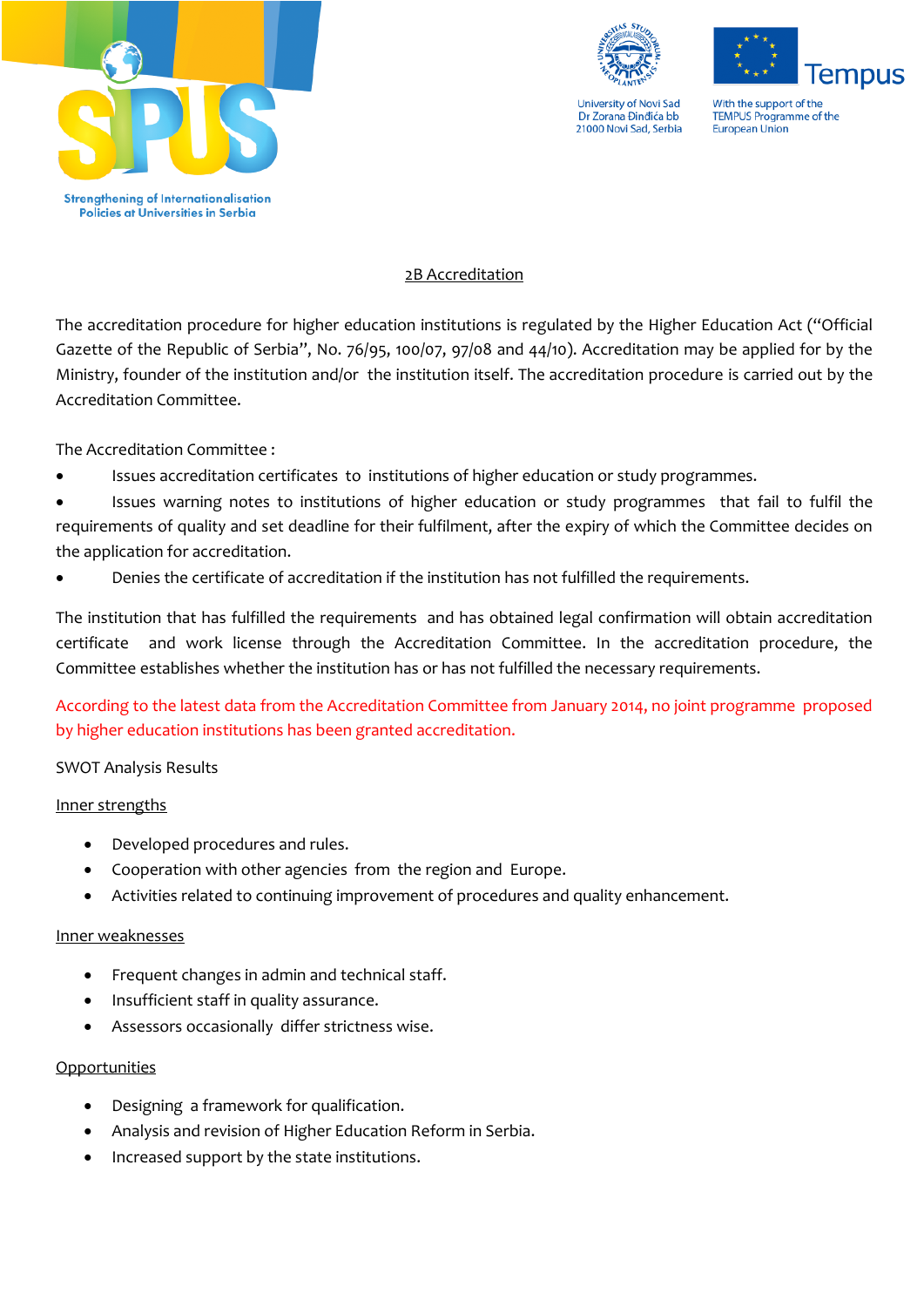## 2B Accreditation

The accreditation procedure for higher education institutions is regulated by the Higher Education Act ("Official Gazette of the Republic of Serbia", No. 76/95, 100/07, 97/08 and 44/10). Accreditation may be applied for by the Ministry, founder of the institution and/or the institution itself. The accreditation procedure is carried out by the Accreditation Committee.

The Accreditation Committee :

- Issues accreditation certificates to institutions of higher education or study programmes.
- Issues warning notes to institutions of higher education or study programmes that fail to fulfil the requirements of quality and set deadline for their fulfilment, after the expiry of which the Committee decides on the application for accreditation.
- Denies the certificate of accreditation if the institution has not fulfilled the requirements.

The institution that has fulfilled the requirements and has obtained legal confirmation will obtain accreditation certificate and work license through the Accreditation Committee. In the accreditation procedure, the Committee establishes whether the institution has or has not fulfilled the necessary requirements.

According to the latest data from the Accreditation Committee from January 2014, no joint programme proposed by higher education institutions has been granted accreditation.

SWOT Analysis Results

Inner strengths

- Developed procedures and rules.
- Cooperation with other agencies from the region and Europe.
- Activities related to continuing improvement of procedures and quality enhancement.

Inner weaknesses

- Frequent changes in admin and technical staff.
- Insufficient staff in quality assurance.
- Assessors occasionally differ strictness wise.

Opportunities

- Designing a framework for qualification.
- Analysis and revision of Higher Education Reform in Serbia.
- Increased support by the state institutions.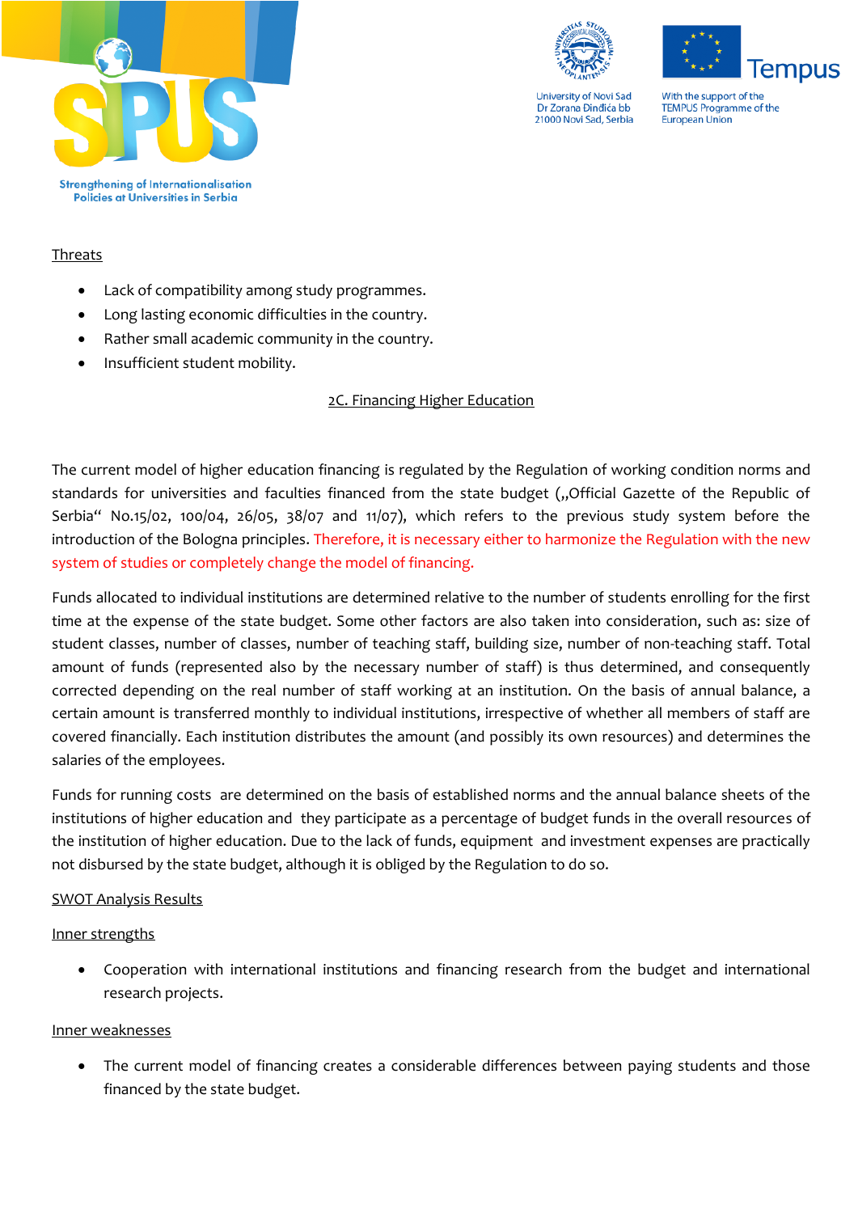Threats

- Lack of compatibility among study programmes.
- Long lasting economic difficulties in the country.
- Rather small academic community in the country.
- Insufficient student mobility.

## 2C. Financing Higher Education

The current model of higher education financing is regulated by the Regulation of working condition norms and standards for universities and faculties financed from the state budget („Official Gazette of the Republic of Serbia" No.15/02, 100/04, 26/05, 38/07 and 11/07), which refers to the previous study system before the introduction of the Bologna principles. Therefore, it is necessary either to harmonize the Regulation with the new system of studies or completely change the model of financing.

Funds allocated to individual institutions are determined relative to the number of students enrolling for the first time at the expense of the state budget. Some other factors are also taken into consideration, such as: size of student classes, number of classes, number of teaching staff, building size, number of non-teaching staff. Total amount of funds (represented also by the necessary number of staff) is thus determined, and consequently corrected depending on the real number of staff working at an institution. On the basis of annual balance, a certain amount is transferred monthly to individual institutions, irrespective of whether all members of staff are covered financially. Each institution distributes the amount (and possibly its own resources) and determines the salaries of the employees.

Funds for running costs are determined on the basis of established norms and the annual balance sheets of the institutions of higher education and they participate as a percentage of budget funds in the overall resources of the institution of higher education. Due to the lack of funds, equipment and investment expenses are practically not disbursed by the state budget, although it is obliged by the Regulation to do so.

SWOT Analysis Results

Inner strengths

- Cooperation with international institutions and financing research from the budget and international research projects.

Inner weaknesses

- The current model of financing creates a considerable differences between paying students and those financed by the state budget.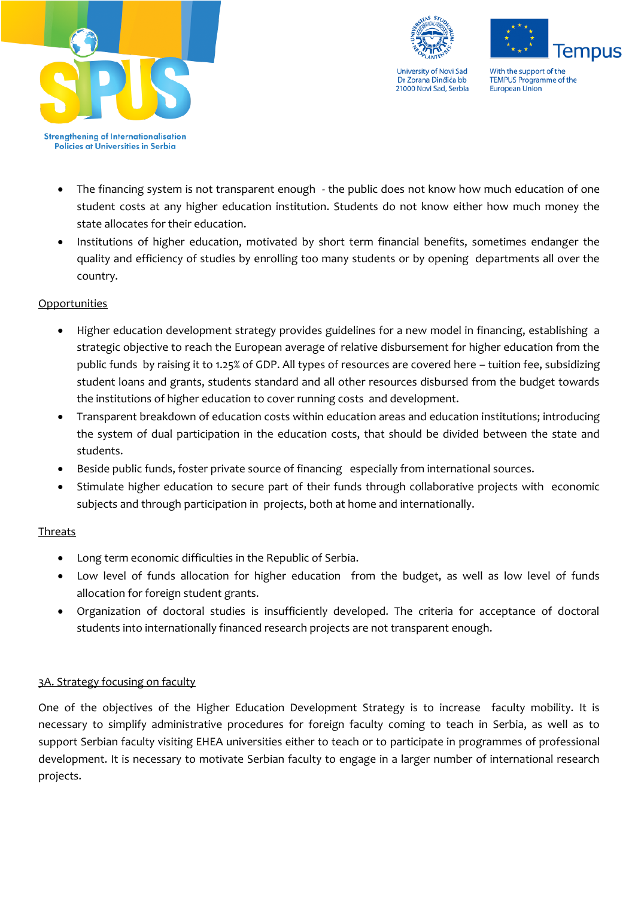- The financing system is not transparent enough - the public does not know how much education of one student costs at any higher education institution. Students do not know either how much money the state allocates for their education.
- Institutions of higher education, motivated by short term financial benefits, sometimes endanger the quality and efficiency of studies by enrolling too many students or by opening departments all over the country.

Opportunities

- Higher education development strategy provides guidelines for a new model in financing, establishing a strategic objective to reach the European average of relative disbursement for higher education from the public funds by raising it to 1.25% of GDP. All types of resources are covered here – tuition fee, subsidizing student loans and grants, students standard and all other resources disbursed from the budget towards the institutions of higher education to cover running costs and development.
- Transparent breakdown of education costs within education areas and education institutions; introducing the system of dual participation in the education costs, that should be divided between the state and students.
- Beside public funds, foster private source of financing especially from international sources.
- Stimulate higher education to secure part of their funds through collaborative projects with economic subjects and through participation in projects, both at home and internationally.

Threats

- Long term economic difficulties in the Republic of Serbia.
- Low level of funds allocation for higher education from the budget, as well as low level of funds allocation for foreign student grants.
- Organization of doctoral studies is insufficiently developed. The criteria for acceptance of doctoral students into internationally financed research projects are not transparent enough.

3A. Strategy focusing on faculty

One of the objectives of the Higher Education Development Strategy is to increase faculty mobility. It is necessary to simplify administrative procedures for foreign faculty coming to teach in Serbia, as well as to support Serbian faculty visiting EHEA universities either to teach or to participate in programmes of professional development. It is necessary to motivate Serbian faculty to engage in a larger number of international research projects.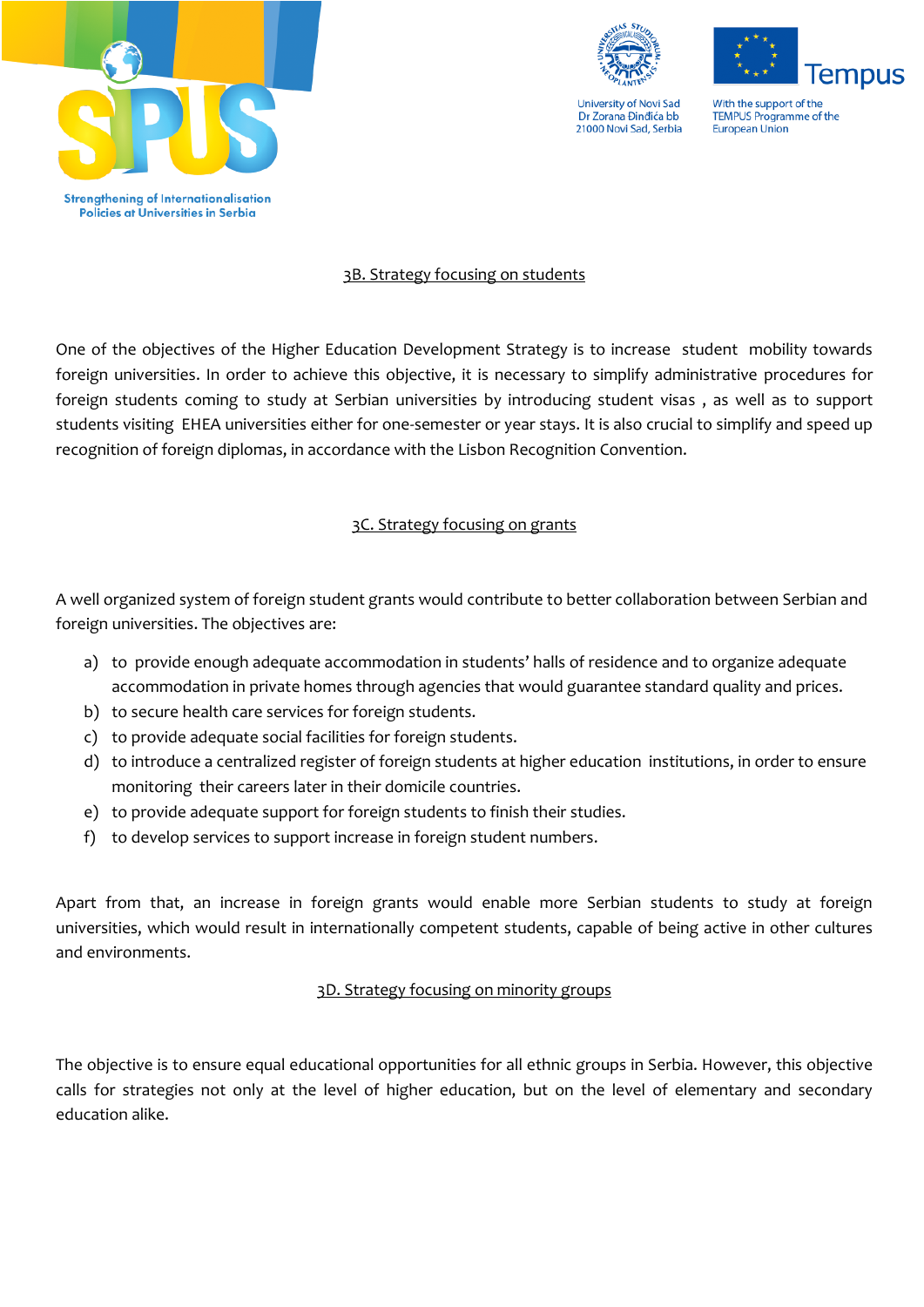## 3B. Strategy focusing on students

One of the objectives of the Higher Education Development Strategy is to increase student mobility towards foreign universities. In order to achieve this objective, it is necessary to simplify administrative procedures for foreign students coming to study at Serbian universities by introducing student visas , as well as to support students visiting EHEA universities either for one-semester or year stays. It is also crucial to simplify and speed up recognition of foreign diplomas, in accordance with the Lisbon Recognition Convention.

## 3C. Strategy focusing on grants

A well organized system of foreign student grants would contribute to better collaboration between Serbian and foreign universities. The objectives are:

a) to provide enough adequate accommodation in students' halls of residence and to organize adequate accommodation in private homes through agencies that would guarantee standard quality and prices.
b) to secure health care services for foreign students.
c) to provide adequate social facilities for foreign students.
d) to introduce a centralized register of foreign students at higher education institutions, in order to ensure monitoring their careers later in their domicile countries.
e) to provide adequate support for foreign students to finish their studies.
f) to develop services to support increase in foreign student numbers.

Apart from that, an increase in foreign grants would enable more Serbian students to study at foreign universities, which would result in internationally competent students, capable of being active in other cultures and environments.

## 3D. Strategy focusing on minority groups

The objective is to ensure equal educational opportunities for all ethnic groups in Serbia. However, this objective calls for strategies not only at the level of higher education, but on the level of elementary and secondary education alike.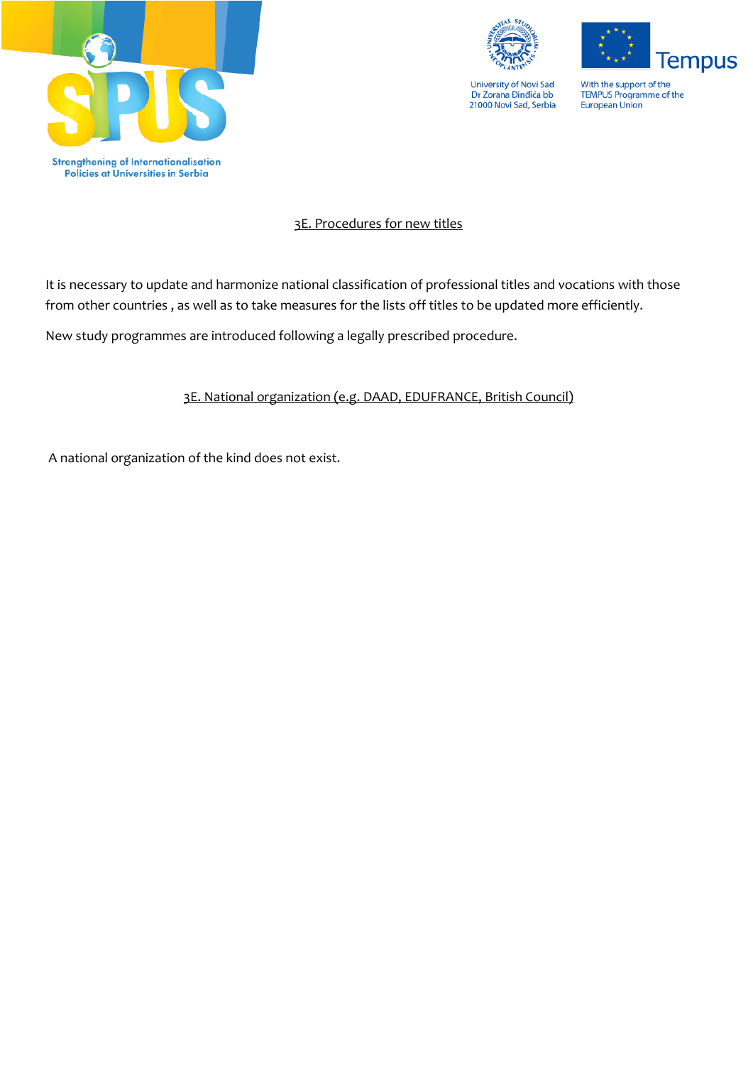## 3E. Procedures for new titles

It is necessary to update and harmonize national classification of professional titles and vocations with those from other countries , as well as to take measures for the lists off titles to be updated more efficiently.

New study programmes are introduced following a legally prescribed procedure.

## 3E. National organization (e.g. DAAD, EDUFRANCE, British Council)

A national organization of the kind does not exist.